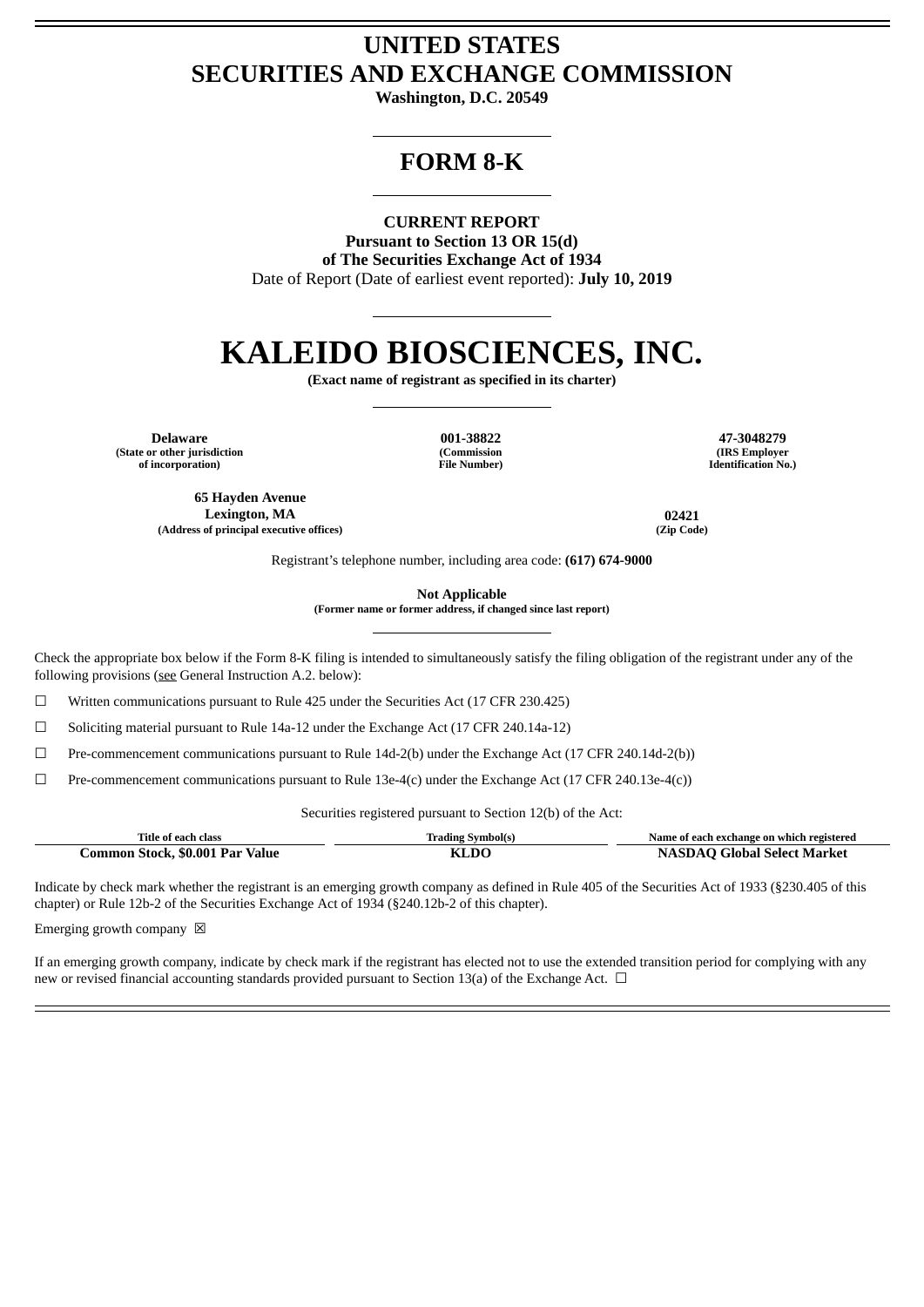# UNITED STATES
# SECURITIES AND EXCHANGE COMMISSION

**Washington, D.C. 20549**

---

# FORM 8-K

---

**CURRENT REPORT**
**Pursuant to Section 13 OR 15(d)**
**of The Securities Exchange Act of 1934**

Date of Report (Date of earliest event reported): **July 10, 2019**

---

# KALEIDO BIOSCIENCES, INC.

**(Exact name of registrant as specified in its charter)**

---

| **Delaware** | **001-38822** | **47-3048279** |
|---|---|---|
| **(State or other jurisdiction of incorporation)** | **(Commission File Number)** | **(IRS Employer Identification No.)** |

| **65 Hayden Avenue Lexington, MA** | **02421** |
|---|---|
| **(Address of principal executive offices)** | **(Zip Code)** |

Registrant's telephone number, including area code: **(617) 674-9000**

**Not Applicable**
**(Former name or former address, if changed since last report)**

---

Check the appropriate box below if the Form 8-K filing is intended to simultaneously satisfy the filing obligation of the registrant under any of the following provisions (see General Instruction A.2. below):

☐ Written communications pursuant to Rule 425 under the Securities Act (17 CFR 230.425)

☐ Soliciting material pursuant to Rule 14a-12 under the Exchange Act (17 CFR 240.14a-12)

☐ Pre-commencement communications pursuant to Rule 14d-2(b) under the Exchange Act (17 CFR 240.14d-2(b))

☐ Pre-commencement communications pursuant to Rule 13e-4(c) under the Exchange Act (17 CFR 240.13e-4(c))

Securities registered pursuant to Section 12(b) of the Act:

| Title of each class | Trading Symbol(s) | Name of each exchange on which registered |
|---|---|---|
| **Common Stock, $0.001 Par Value** | **KLDO** | **NASDAQ Global Select Market** |

Indicate by check mark whether the registrant is an emerging growth company as defined in Rule 405 of the Securities Act of 1933 (§230.405 of this chapter) or Rule 12b-2 of the Securities Exchange Act of 1934 (§240.12b-2 of this chapter).

Emerging growth company ☒

If an emerging growth company, indicate by check mark if the registrant has elected not to use the extended transition period for complying with any new or revised financial accounting standards provided pursuant to Section 13(a) of the Exchange Act. ☐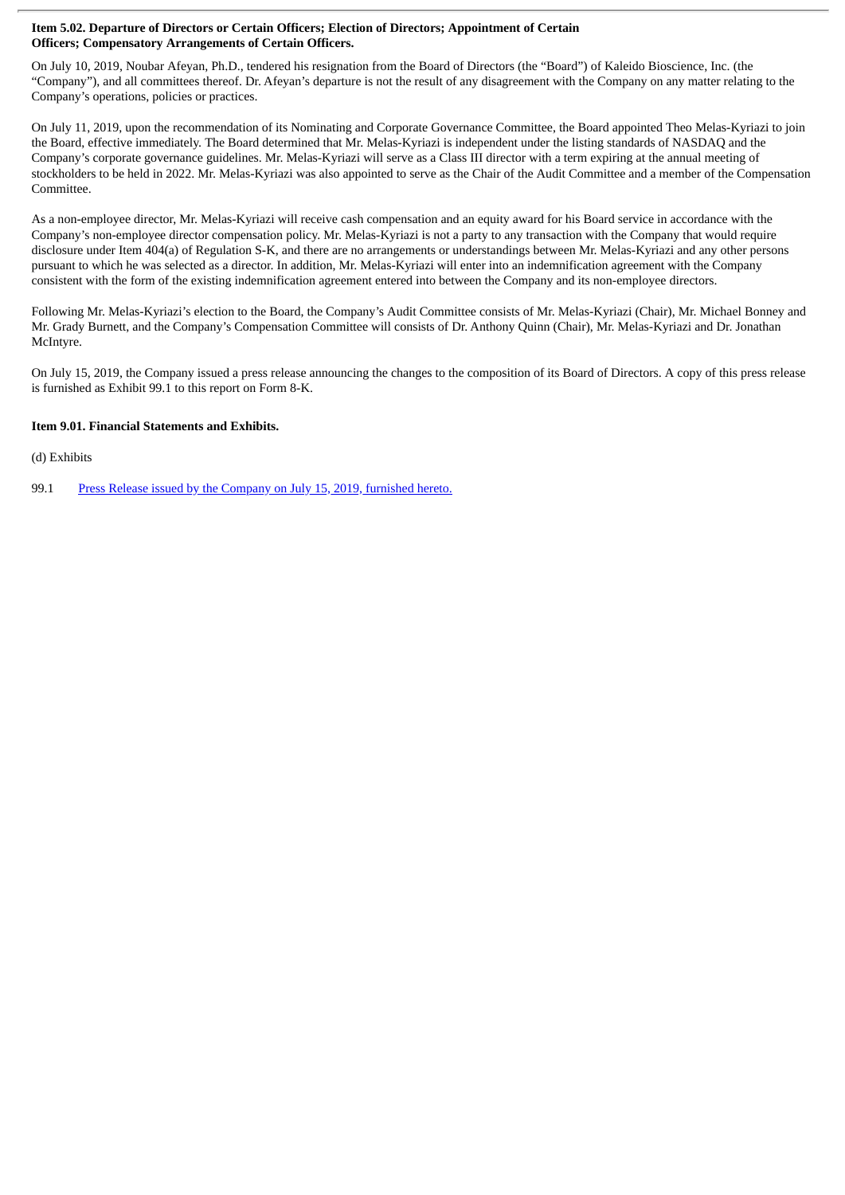**Item 5.02. Departure of Directors or Certain Officers; Election of Directors; Appointment of Certain Officers; Compensatory Arrangements of Certain Officers.**

On July 10, 2019, Noubar Afeyan, Ph.D., tendered his resignation from the Board of Directors (the "Board") of Kaleido Bioscience, Inc. (the "Company"), and all committees thereof. Dr. Afeyan's departure is not the result of any disagreement with the Company on any matter relating to the Company's operations, policies or practices.

On July 11, 2019, upon the recommendation of its Nominating and Corporate Governance Committee, the Board appointed Theo Melas-Kyriazi to join the Board, effective immediately. The Board determined that Mr. Melas-Kyriazi is independent under the listing standards of NASDAQ and the Company's corporate governance guidelines. Mr. Melas-Kyriazi will serve as a Class III director with a term expiring at the annual meeting of stockholders to be held in 2022. Mr. Melas-Kyriazi was also appointed to serve as the Chair of the Audit Committee and a member of the Compensation Committee.

As a non-employee director, Mr. Melas-Kyriazi will receive cash compensation and an equity award for his Board service in accordance with the Company's non-employee director compensation policy. Mr. Melas-Kyriazi is not a party to any transaction with the Company that would require disclosure under Item 404(a) of Regulation S-K, and there are no arrangements or understandings between Mr. Melas-Kyriazi and any other persons pursuant to which he was selected as a director. In addition, Mr. Melas-Kyriazi will enter into an indemnification agreement with the Company consistent with the form of the existing indemnification agreement entered into between the Company and its non-employee directors.

Following Mr. Melas-Kyriazi's election to the Board, the Company's Audit Committee consists of Mr. Melas-Kyriazi (Chair), Mr. Michael Bonney and Mr. Grady Burnett, and the Company's Compensation Committee will consists of Dr. Anthony Quinn (Chair), Mr. Melas-Kyriazi and Dr. Jonathan McIntyre.

On July 15, 2019, the Company issued a press release announcing the changes to the composition of its Board of Directors. A copy of this press release is furnished as Exhibit 99.1 to this report on Form 8-K.

**Item 9.01. Financial Statements and Exhibits.**

(d) Exhibits

99.1 Press Release issued by the Company on July 15, 2019, furnished hereto.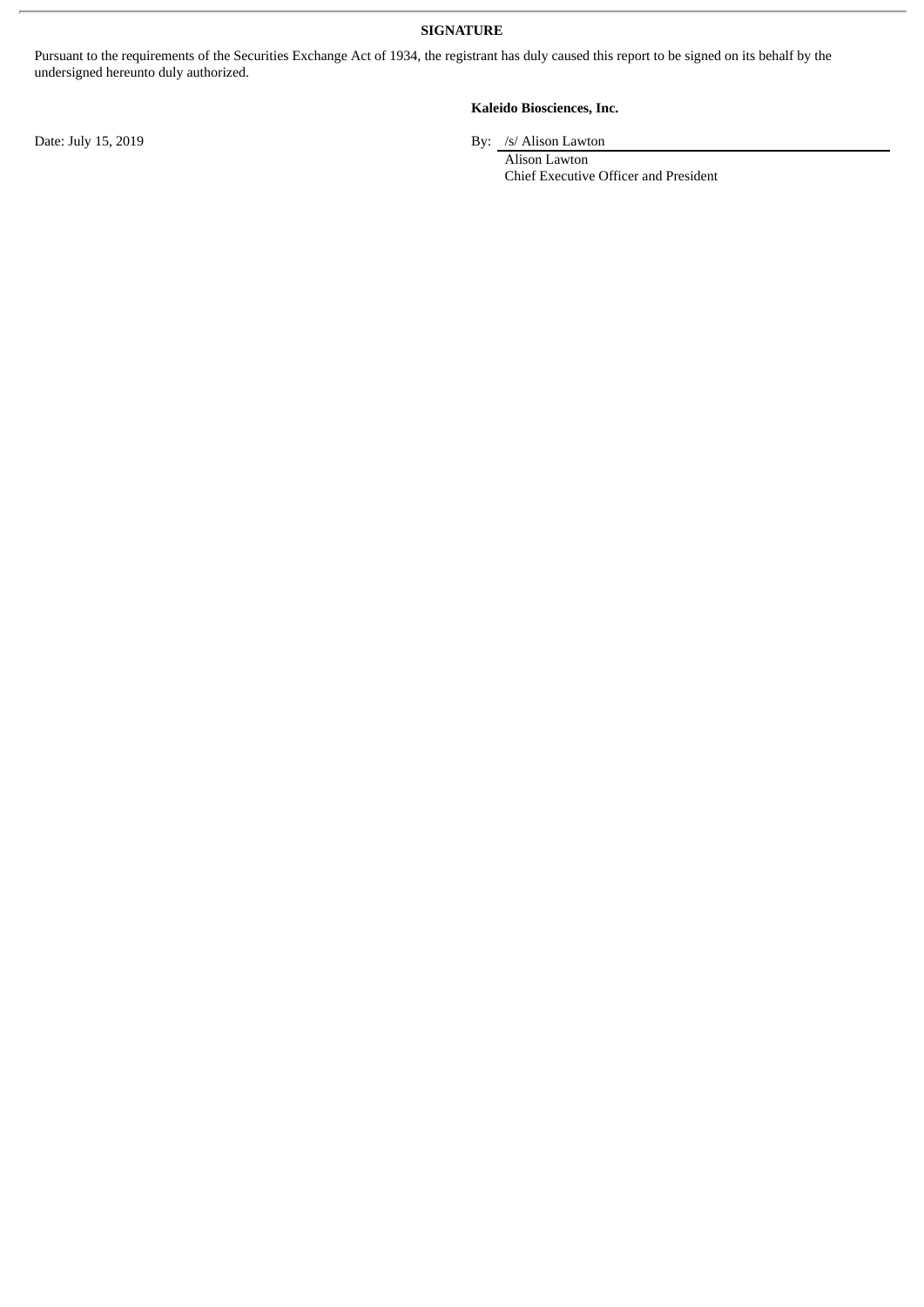**SIGNATURE**

Pursuant to the requirements of the Securities Exchange Act of 1934, the registrant has duly caused this report to be signed on its behalf by the undersigned hereunto duly authorized.

**Kaleido Biosciences, Inc.**

Date: July 15, 2019

By: /s/ Alison Lawton
Alison Lawton
Chief Executive Officer and President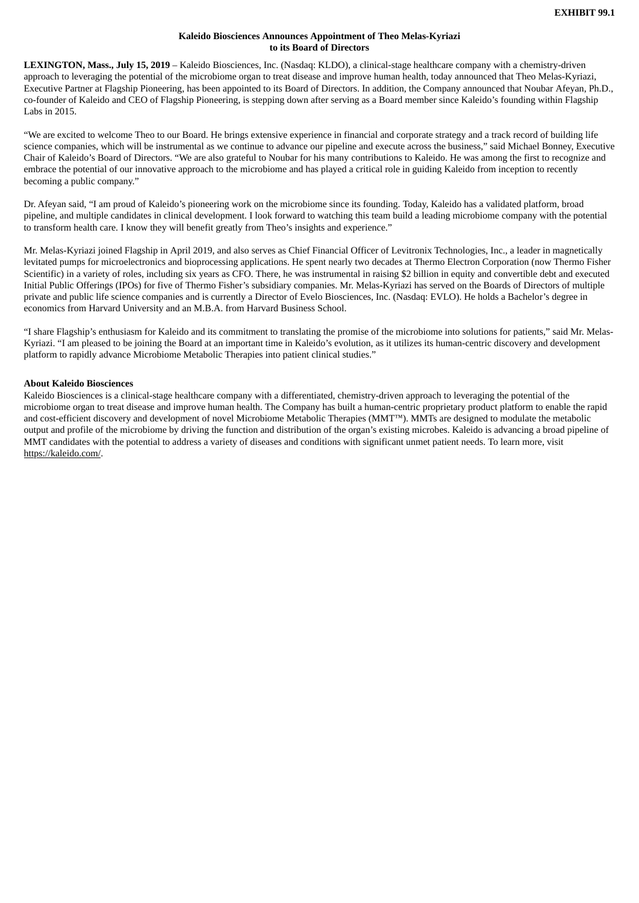**EXHIBIT 99.1**

**Kaleido Biosciences Announces Appointment of Theo Melas-Kyriazi to its Board of Directors**

**LEXINGTON, Mass., July 15, 2019** – Kaleido Biosciences, Inc. (Nasdaq: KLDO), a clinical-stage healthcare company with a chemistry-driven approach to leveraging the potential of the microbiome organ to treat disease and improve human health, today announced that Theo Melas-Kyriazi, Executive Partner at Flagship Pioneering, has been appointed to its Board of Directors. In addition, the Company announced that Noubar Afeyan, Ph.D., co-founder of Kaleido and CEO of Flagship Pioneering, is stepping down after serving as a Board member since Kaleido's founding within Flagship Labs in 2015.

"We are excited to welcome Theo to our Board. He brings extensive experience in financial and corporate strategy and a track record of building life science companies, which will be instrumental as we continue to advance our pipeline and execute across the business," said Michael Bonney, Executive Chair of Kaleido's Board of Directors. "We are also grateful to Noubar for his many contributions to Kaleido. He was among the first to recognize and embrace the potential of our innovative approach to the microbiome and has played a critical role in guiding Kaleido from inception to recently becoming a public company."

Dr. Afeyan said, "I am proud of Kaleido's pioneering work on the microbiome since its founding. Today, Kaleido has a validated platform, broad pipeline, and multiple candidates in clinical development. I look forward to watching this team build a leading microbiome company with the potential to transform health care. I know they will benefit greatly from Theo's insights and experience."

Mr. Melas-Kyriazi joined Flagship in April 2019, and also serves as Chief Financial Officer of Levitronix Technologies, Inc., a leader in magnetically levitated pumps for microelectronics and bioprocessing applications. He spent nearly two decades at Thermo Electron Corporation (now Thermo Fisher Scientific) in a variety of roles, including six years as CFO. There, he was instrumental in raising $2 billion in equity and convertible debt and executed Initial Public Offerings (IPOs) for five of Thermo Fisher's subsidiary companies. Mr. Melas-Kyriazi has served on the Boards of Directors of multiple private and public life science companies and is currently a Director of Evelo Biosciences, Inc. (Nasdaq: EVLO). He holds a Bachelor's degree in economics from Harvard University and an M.B.A. from Harvard Business School.

"I share Flagship's enthusiasm for Kaleido and its commitment to translating the promise of the microbiome into solutions for patients," said Mr. Melas-Kyriazi. "I am pleased to be joining the Board at an important time in Kaleido's evolution, as it utilizes its human-centric discovery and development platform to rapidly advance Microbiome Metabolic Therapies into patient clinical studies."

**About Kaleido Biosciences**

Kaleido Biosciences is a clinical-stage healthcare company with a differentiated, chemistry-driven approach to leveraging the potential of the microbiome organ to treat disease and improve human health. The Company has built a human-centric proprietary product platform to enable the rapid and cost-efficient discovery and development of novel Microbiome Metabolic Therapies (MMT™). MMTs are designed to modulate the metabolic output and profile of the microbiome by driving the function and distribution of the organ's existing microbes. Kaleido is advancing a broad pipeline of MMT candidates with the potential to address a variety of diseases and conditions with significant unmet patient needs. To learn more, visit https://kaleido.com/.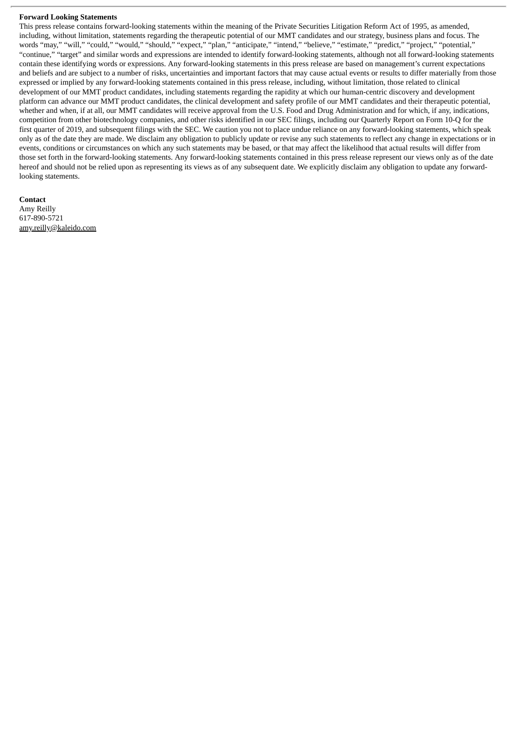**Forward Looking Statements**

This press release contains forward-looking statements within the meaning of the Private Securities Litigation Reform Act of 1995, as amended, including, without limitation, statements regarding the therapeutic potential of our MMT candidates and our strategy, business plans and focus. The words "may," "will," "could," "would," "should," "expect," "plan," "anticipate," "intend," "believe," "estimate," "predict," "project," "potential," "continue," "target" and similar words and expressions are intended to identify forward-looking statements, although not all forward-looking statements contain these identifying words or expressions. Any forward-looking statements in this press release are based on management's current expectations and beliefs and are subject to a number of risks, uncertainties and important factors that may cause actual events or results to differ materially from those expressed or implied by any forward-looking statements contained in this press release, including, without limitation, those related to clinical development of our MMT product candidates, including statements regarding the rapidity at which our human-centric discovery and development platform can advance our MMT product candidates, the clinical development and safety profile of our MMT candidates and their therapeutic potential, whether and when, if at all, our MMT candidates will receive approval from the U.S. Food and Drug Administration and for which, if any, indications, competition from other biotechnology companies, and other risks identified in our SEC filings, including our Quarterly Report on Form 10-Q for the first quarter of 2019, and subsequent filings with the SEC. We caution you not to place undue reliance on any forward-looking statements, which speak only as of the date they are made. We disclaim any obligation to publicly update or revise any such statements to reflect any change in expectations or in events, conditions or circumstances on which any such statements may be based, or that may affect the likelihood that actual results will differ from those set forth in the forward-looking statements. Any forward-looking statements contained in this press release represent our views only as of the date hereof and should not be relied upon as representing its views as of any subsequent date. We explicitly disclaim any obligation to update any forward-looking statements.

**Contact**
Amy Reilly
617-890-5721
amy.reilly@kaleido.com